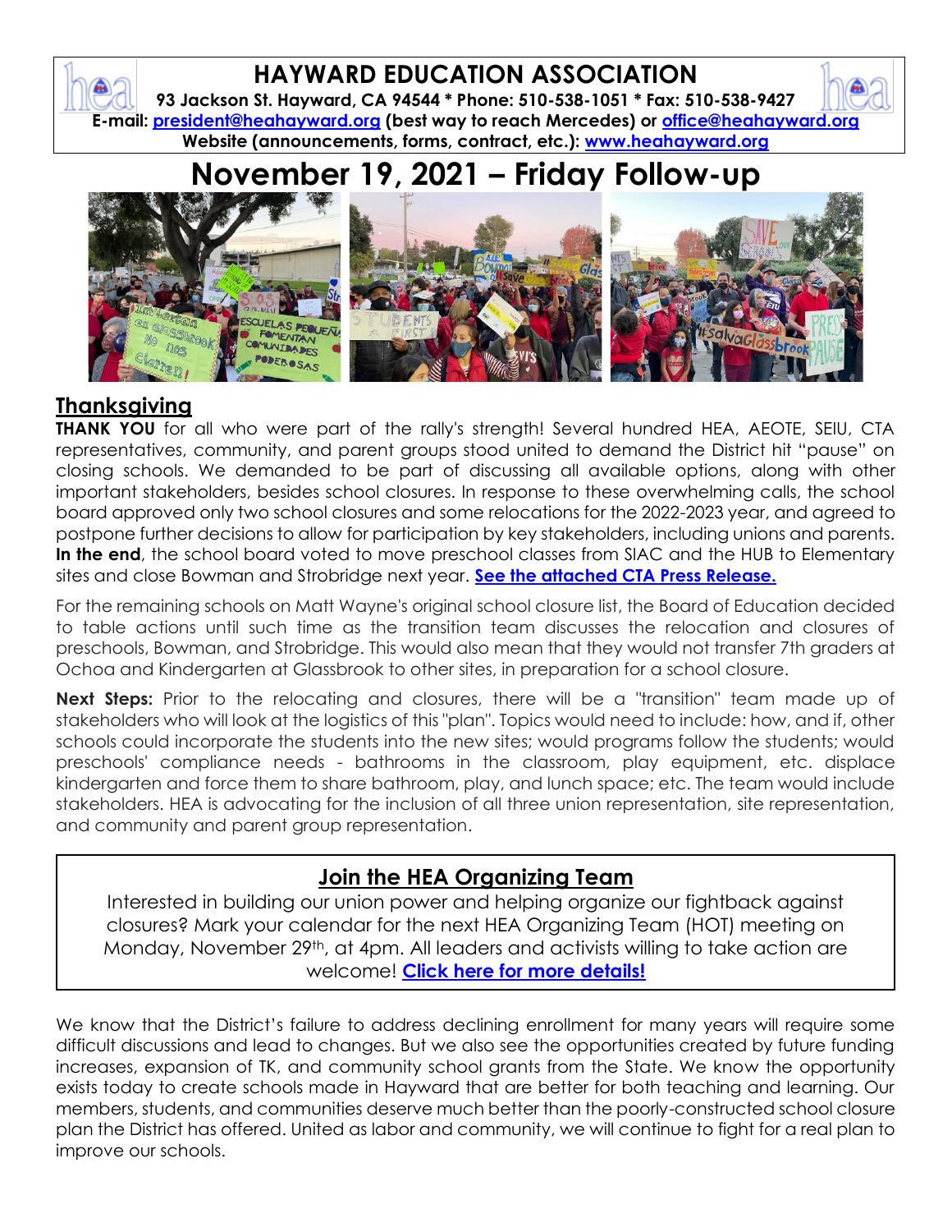# HAYWARD EDUCATION ASSOCIATION

**93 Jackson St. Hayward, CA 94544 * Phone: 510-538-1051 * Fax: 510-538-9427**
**E-mail: president@heahayward.org (best way to reach Mercedes) or office@heahayward.org**
**Website (announcements, forms, contract, etc.): www.heahayward.org**

# November 19, 2021 – Friday Follow-up

## Thanksgiving

**THANK YOU** for all who were part of the rally's strength! Several hundred HEA, AEOTE, SEIU, CTA representatives, community, and parent groups stood united to demand the District hit "pause" on closing schools. We demanded to be part of discussing all available options, along with other important stakeholders, besides school closures. In response to these overwhelming calls, the school board approved only two school closures and some relocations for the 2022-2023 year, and agreed to postpone further decisions to allow for participation by key stakeholders, including unions and parents. **In the end**, the school board voted to move preschool classes from SIAC and the HUB to Elementary sites and close Bowman and Strobridge next year. **See the attached CTA Press Release.**

For the remaining schools on Matt Wayne's original school closure list, the Board of Education decided to table actions until such time as the transition team discusses the relocation and closures of preschools, Bowman, and Strobridge. This would also mean that they would not transfer 7th graders at Ochoa and Kindergarten at Glassbrook to other sites, in preparation for a school closure.

**Next Steps:** Prior to the relocating and closures, there will be a "transition" team made up of stakeholders who will look at the logistics of this "plan". Topics would need to include: how, and if, other schools could incorporate the students into the new sites; would programs follow the students; would preschools' compliance needs - bathrooms in the classroom, play equipment, etc. displace kindergarten and force them to share bathroom, play, and lunch space; etc. The team would include stakeholders. HEA is advocating for the inclusion of all three union representation, site representation, and community and parent group representation.

## Join the HEA Organizing Team

Interested in building our union power and helping organize our fightback against closures? Mark your calendar for the next HEA Organizing Team (HOT) meeting on Monday, November 29th, at 4pm. All leaders and activists willing to take action are welcome! **Click here for more details!**

We know that the District's failure to address declining enrollment for many years will require some difficult discussions and lead to changes. But we also see the opportunities created by future funding increases, expansion of TK, and community school grants from the State. We know the opportunity exists today to create schools made in Hayward that are better for both teaching and learning. Our members, students, and communities deserve much better than the poorly-constructed school closure plan the District has offered. United as labor and community, we will continue to fight for a real plan to improve our schools.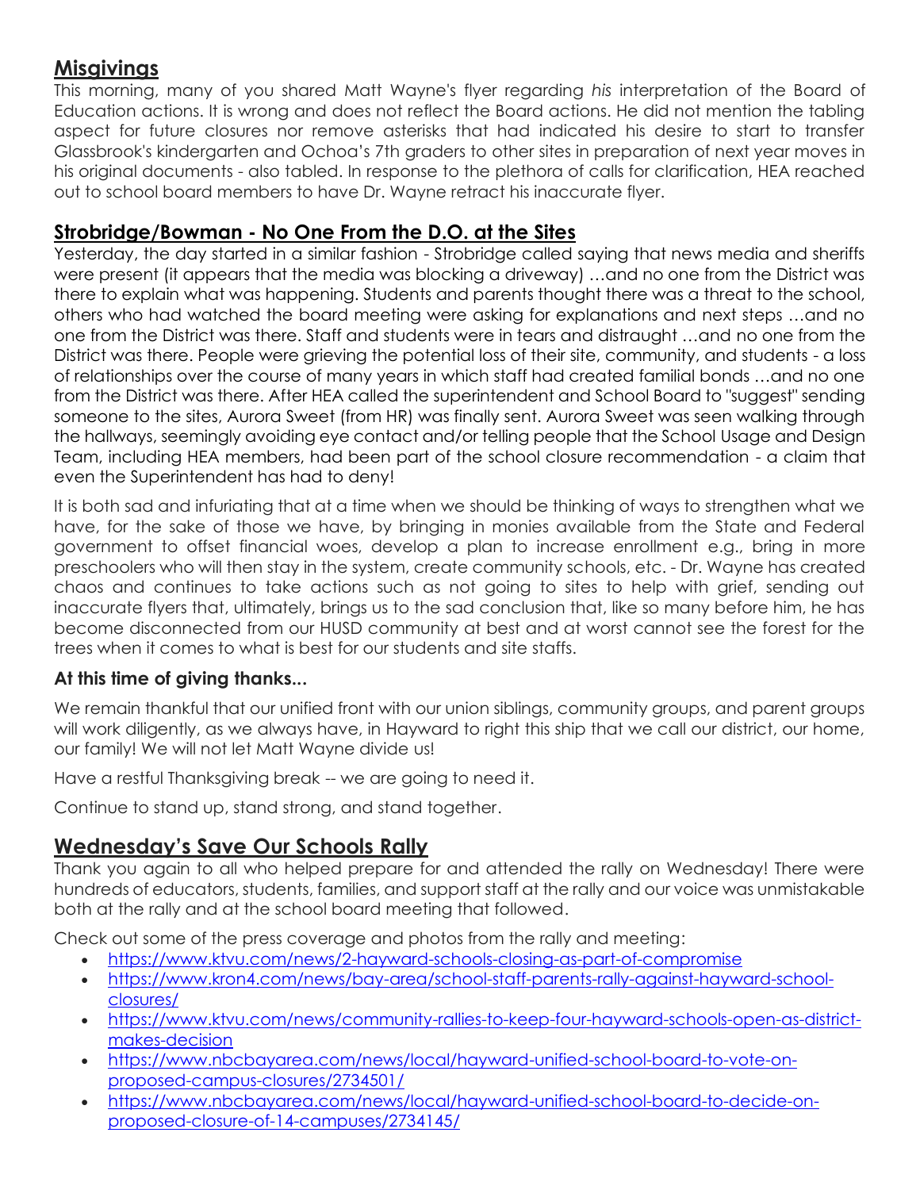## Misgivings

This morning, many of you shared Matt Wayne's flyer regarding *his* interpretation of the Board of Education actions. It is wrong and does not reflect the Board actions. He did not mention the tabling aspect for future closures nor remove asterisks that had indicated his desire to start to transfer Glassbrook's kindergarten and Ochoa's 7th graders to other sites in preparation of next year moves in his original documents - also tabled. In response to the plethora of calls for clarification, HEA reached out to school board members to have Dr. Wayne retract his inaccurate flyer.

## Strobridge/Bowman - No One From the D.O. at the Sites

Yesterday, the day started in a similar fashion - Strobridge called saying that news media and sheriffs were present (it appears that the media was blocking a driveway) …and no one from the District was there to explain what was happening. Students and parents thought there was a threat to the school, others who had watched the board meeting were asking for explanations and next steps …and no one from the District was there. Staff and students were in tears and distraught …and no one from the District was there. People were grieving the potential loss of their site, community, and students - a loss of relationships over the course of many years in which staff had created familial bonds …and no one from the District was there. After HEA called the superintendent and School Board to "suggest" sending someone to the sites, Aurora Sweet (from HR) was finally sent. Aurora Sweet was seen walking through the hallways, seemingly avoiding eye contact and/or telling people that the School Usage and Design Team, including HEA members, had been part of the school closure recommendation - a claim that even the Superintendent has had to deny!

It is both sad and infuriating that at a time when we should be thinking of ways to strengthen what we have, for the sake of those we have, by bringing in monies available from the State and Federal government to offset financial woes, develop a plan to increase enrollment e.g., bring in more preschoolers who will then stay in the system, create community schools, etc. - Dr. Wayne has created chaos and continues to take actions such as not going to sites to help with grief, sending out inaccurate flyers that, ultimately, brings us to the sad conclusion that, like so many before him, he has become disconnected from our HUSD community at best and at worst cannot see the forest for the trees when it comes to what is best for our students and site staffs.

### At this time of giving thanks...

We remain thankful that our unified front with our union siblings, community groups, and parent groups will work diligently, as we always have, in Hayward to right this ship that we call our district, our home, our family! We will not let Matt Wayne divide us!

Have a restful Thanksgiving break -- we are going to need it.

Continue to stand up, stand strong, and stand together.

## Wednesday's Save Our Schools Rally

Thank you again to all who helped prepare for and attended the rally on Wednesday! There were hundreds of educators, students, families, and support staff at the rally and our voice was unmistakable both at the rally and at the school board meeting that followed.

Check out some of the press coverage and photos from the rally and meeting:

- https://www.ktvu.com/news/2-hayward-schools-closing-as-part-of-compromise
- https://www.kron4.com/news/bay-area/school-staff-parents-rally-against-hayward-school-closures/
- https://www.ktvu.com/news/community-rallies-to-keep-four-hayward-schools-open-as-district-makes-decision
- https://www.nbcbayarea.com/news/local/hayward-unified-school-board-to-vote-on-proposed-campus-closures/2734501/
- https://www.nbcbayarea.com/news/local/hayward-unified-school-board-to-decide-on-proposed-closure-of-14-campuses/2734145/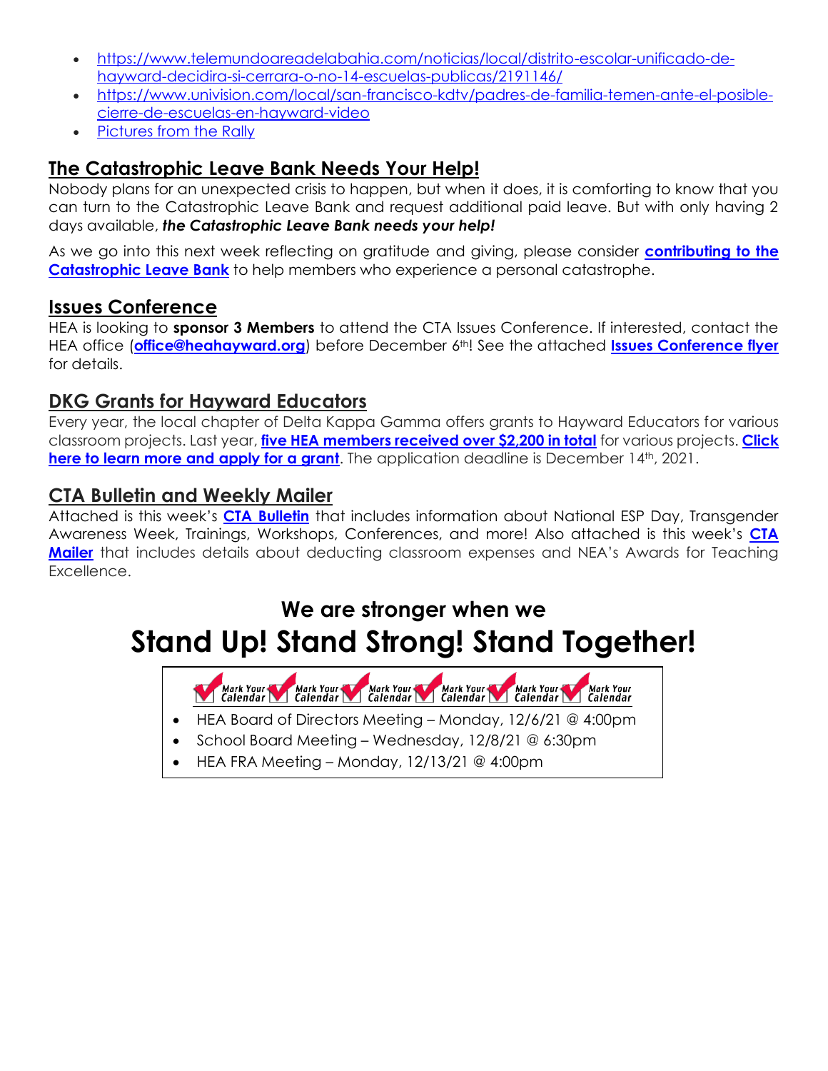- https://www.telemundoareadelabahia.com/noticias/local/distrito-escolar-unificado-de-hayward-decidira-si-cerrara-o-no-14-escuelas-publicas/2191146/
- https://www.univision.com/local/san-francisco-kdtv/padres-de-familia-temen-ante-el-posible-cierre-de-escuelas-en-hayward-video
- Pictures from the Rally

## The Catastrophic Leave Bank Needs Your Help!

Nobody plans for an unexpected crisis to happen, but when it does, it is comforting to know that you can turn to the Catastrophic Leave Bank and request additional paid leave. But with only having 2 days available, ***the Catastrophic Leave Bank needs your help!***

As we go into this next week reflecting on gratitude and giving, please consider **contributing to the Catastrophic Leave Bank** to help members who experience a personal catastrophe.

## Issues Conference

HEA is looking to **sponsor 3 Members** to attend the CTA Issues Conference. If interested, contact the HEA office (**office@heahayward.org**) before December 6th! See the attached **Issues Conference flyer** for details.

## DKG Grants for Hayward Educators

Every year, the local chapter of Delta Kappa Gamma offers grants to Hayward Educators for various classroom projects. Last year, **five HEA members received over $2,200 in total** for various projects. **Click here to learn more and apply for a grant**. The application deadline is December 14th, 2021.

## CTA Bulletin and Weekly Mailer

Attached is this week's **CTA Bulletin** that includes information about National ESP Day, Transgender Awareness Week, Trainings, Workshops, Conferences, and more! Also attached is this week's **CTA Mailer** that includes details about deducting classroom expenses and NEA's Awards for Teaching Excellence.

### We are stronger when we

# Stand Up! Stand Strong! Stand Together!

Mark Your Calendar

- HEA Board of Directors Meeting – Monday, 12/6/21 @ 4:00pm
- School Board Meeting – Wednesday, 12/8/21 @ 6:30pm
- HEA FRA Meeting – Monday, 12/13/21 @ 4:00pm